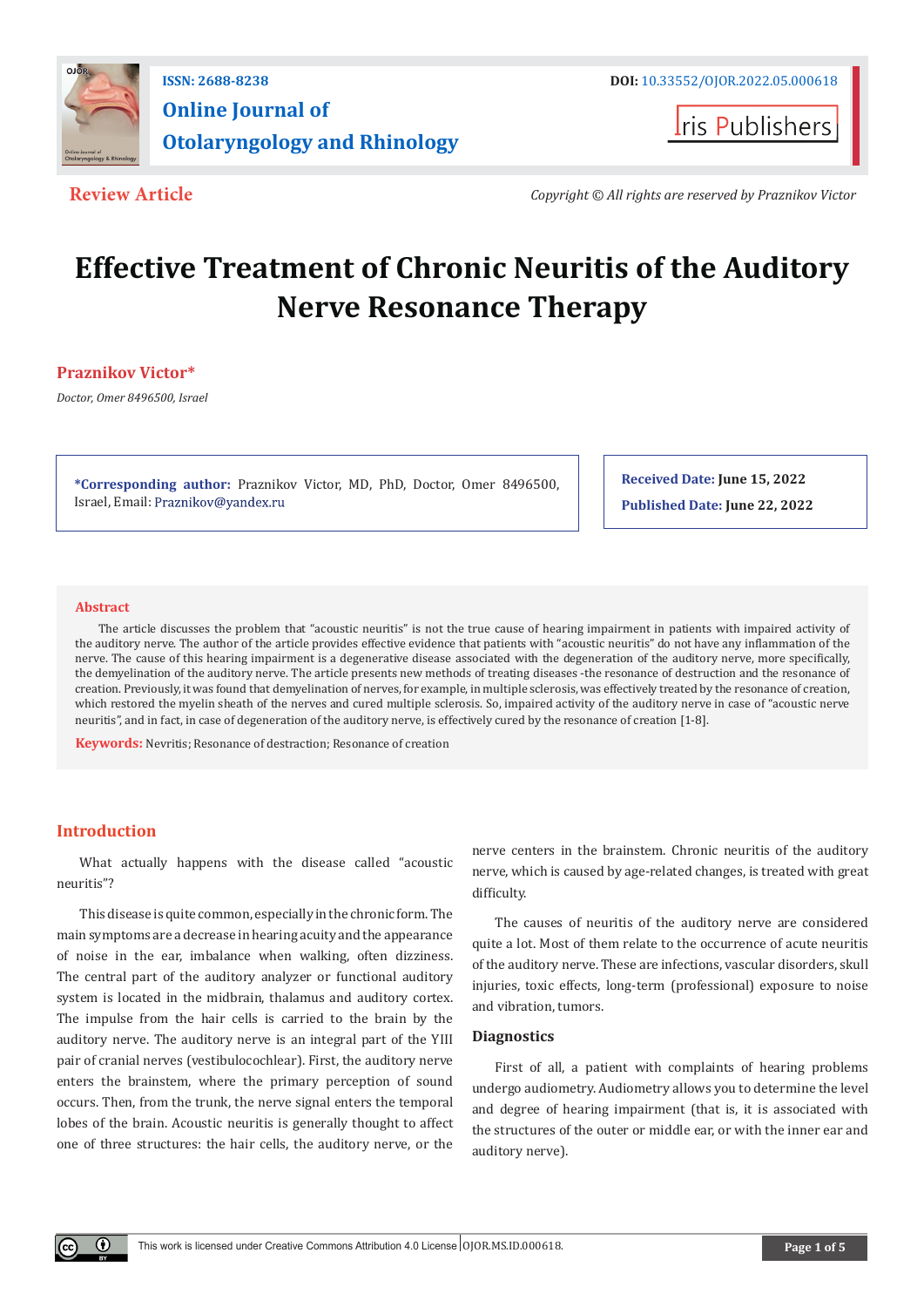Review Article

Copyright © All rights are reserved by Praznikov Victor

# Effective Treatment of Chronic Neuritis of the Auditory Nerve Resonance Therapy

**Praznikov Victor***

*Doctor, Omer 8496500, Israel*

**\*Corresponding author:** Praznikov Victor, MD, PhD, Doctor, Omer 8496500, Israel, Email: Praznikov@yandex.ru

**Received Date:** June 15, 2022

**Published Date:** June 22, 2022

## Abstract

The article discusses the problem that "acoustic neuritis" is not the true cause of hearing impairment in patients with impaired activity of the auditory nerve. The author of the article provides effective evidence that patients with "acoustic neuritis" do not have any inflammation of the nerve. The cause of this hearing impairment is a degenerative disease associated with the degeneration of the auditory nerve, more specifically, the demyelination of the auditory nerve. The article presents new methods of treating diseases -the resonance of destruction and the resonance of creation. Previously, it was found that demyelination of nerves, for example, in multiple sclerosis, was effectively treated by the resonance of creation, which restored the myelin sheath of the nerves and cured multiple sclerosis. So, impaired activity of the auditory nerve in case of "acoustic nerve neuritis", and in fact, in case of degeneration of the auditory nerve, is effectively cured by the resonance of creation [1-8].

**Keywords:** Nevritis; Resonance of destruction; Resonance of creation

## Introduction

What actually happens with the disease called "acoustic neuritis"?

This disease is quite common, especially in the chronic form. The main symptoms are a decrease in hearing acuity and the appearance of noise in the ear, imbalance when walking, often dizziness. The central part of the auditory analyzer or functional auditory system is located in the midbrain, thalamus and auditory cortex. The impulse from the hair cells is carried to the brain by the auditory nerve. The auditory nerve is an integral part of the YIII pair of cranial nerves (vestibulocochlear). First, the auditory nerve enters the brainstem, where the primary perception of sound occurs. Then, from the trunk, the nerve signal enters the temporal lobes of the brain. Acoustic neuritis is generally thought to affect one of three structures: the hair cells, the auditory nerve, or the nerve centers in the brainstem. Chronic neuritis of the auditory nerve, which is caused by age-related changes, is treated with great difficulty.

The causes of neuritis of the auditory nerve are considered quite a lot. Most of them relate to the occurrence of acute neuritis of the auditory nerve. These are infections, vascular disorders, skull injuries, toxic effects, long-term (professional) exposure to noise and vibration, tumors.

### Diagnostics

First of all, a patient with complaints of hearing problems undergo audiometry. Audiometry allows you to determine the level and degree of hearing impairment (that is, it is associated with the structures of the outer or middle ear, or with the inner ear and auditory nerve).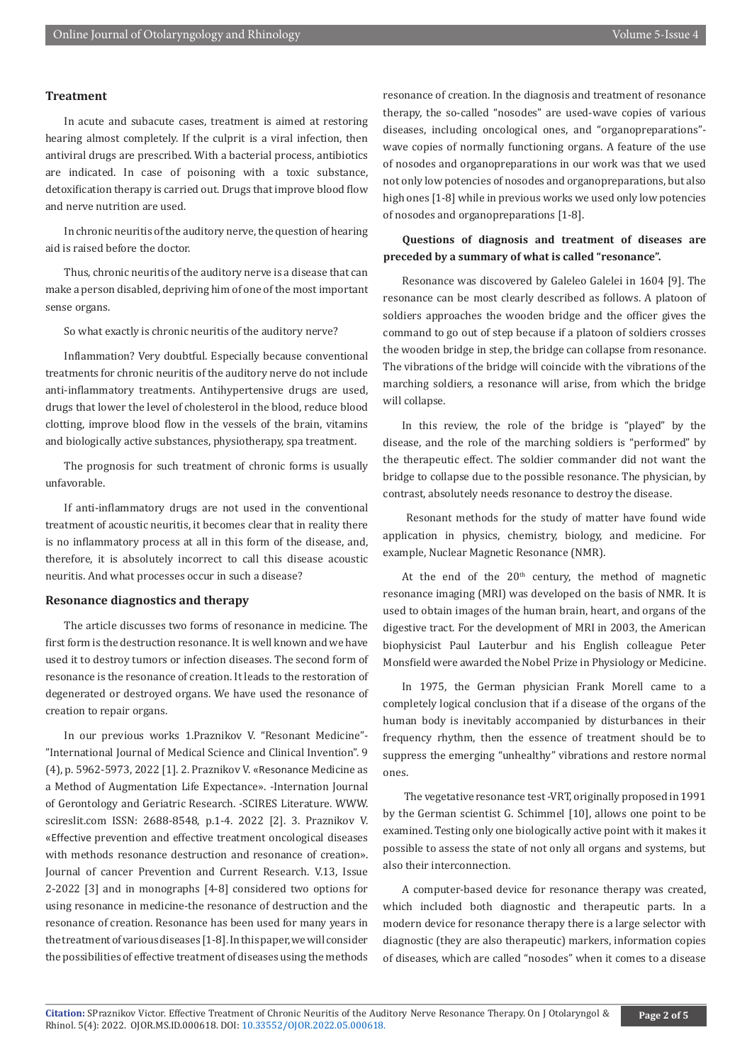## Treatment

In acute and subacute cases, treatment is aimed at restoring hearing almost completely. If the culprit is a viral infection, then antiviral drugs are prescribed. With a bacterial process, antibiotics are indicated. In case of poisoning with a toxic substance, detoxification therapy is carried out. Drugs that improve blood flow and nerve nutrition are used.

In chronic neuritis of the auditory nerve, the question of hearing aid is raised before the doctor.

Thus, chronic neuritis of the auditory nerve is a disease that can make a person disabled, depriving him of one of the most important sense organs.

So what exactly is chronic neuritis of the auditory nerve?

Inflammation? Very doubtful. Especially because conventional treatments for chronic neuritis of the auditory nerve do not include anti-inflammatory treatments. Antihypertensive drugs are used, drugs that lower the level of cholesterol in the blood, reduce blood clotting, improve blood flow in the vessels of the brain, vitamins and biologically active substances, physiotherapy, spa treatment.

The prognosis for such treatment of chronic forms is usually unfavorable.

If anti-inflammatory drugs are not used in the conventional treatment of acoustic neuritis, it becomes clear that in reality there is no inflammatory process at all in this form of the disease, and, therefore, it is absolutely incorrect to call this disease acoustic neuritis. And what processes occur in such a disease?

## Resonance diagnostics and therapy

The article discusses two forms of resonance in medicine. The first form is the destruction resonance. It is well known and we have used it to destroy tumors or infection diseases. The second form of resonance is the resonance of creation. It leads to the restoration of degenerated or destroyed organs. We have used the resonance of creation to repair organs.

In our previous works 1.Praznikov V. "Resonant Medicine"- "International Journal of Medical Science and Clinical Invention". 9 (4), p. 5962-5973, 2022 [1]. 2. Praznikov V. «Resonance Medicine as a Method of Augmentation Life Expectance». -Internation Journal of Gerontology and Geriatric Research. -SCIRES Literature. WWW. scireslit.com ISSN: 2688-8548, p.1-4. 2022 [2]. 3. Praznikov V. «Effective prevention and effective treatment oncological diseases with methods resonance destruction and resonance of creation». Journal of cancer Prevention and Current Research. V.13, Issue 2-2022 [3] and in monographs [4-8] considered two options for using resonance in medicine-the resonance of destruction and the resonance of creation. Resonance has been used for many years in the treatment of various diseases [1-8]. In this paper, we will consider the possibilities of effective treatment of diseases using the methods resonance of creation. In the diagnosis and treatment of resonance therapy, the so-called "nosodes" are used-wave copies of various diseases, including oncological ones, and "organopreparations"-wave copies of normally functioning organs. A feature of the use of nosodes and organopreparations in our work was that we used not only low potencies of nosodes and organopreparations, but also high ones [1-8] while in previous works we used only low potencies of nosodes and organopreparations [1-8].

**Questions of diagnosis and treatment of diseases are preceded by a summary of what is called "resonance".**

Resonance was discovered by Galeleo Galelei in 1604 [9]. The resonance can be most clearly described as follows. A platoon of soldiers approaches the wooden bridge and the officer gives the command to go out of step because if a platoon of soldiers crosses the wooden bridge in step, the bridge can collapse from resonance. The vibrations of the bridge will coincide with the vibrations of the marching soldiers, a resonance will arise, from which the bridge will collapse.

In this review, the role of the bridge is "played" by the disease, and the role of the marching soldiers is "performed" by the therapeutic effect. The soldier commander did not want the bridge to collapse due to the possible resonance. The physician, by contrast, absolutely needs resonance to destroy the disease.

Resonant methods for the study of matter have found wide application in physics, chemistry, biology, and medicine. For example, Nuclear Magnetic Resonance (NMR).

At the end of the 20th century, the method of magnetic resonance imaging (MRI) was developed on the basis of NMR. It is used to obtain images of the human brain, heart, and organs of the digestive tract. For the development of MRI in 2003, the American biophysicist Paul Lauterbur and his English colleague Peter Monsfield were awarded the Nobel Prize in Physiology or Medicine.

In 1975, the German physician Frank Morell came to a completely logical conclusion that if a disease of the organs of the human body is inevitably accompanied by disturbances in their frequency rhythm, then the essence of treatment should be to suppress the emerging "unhealthy" vibrations and restore normal ones.

The vegetative resonance test -VRT, originally proposed in 1991 by the German scientist G. Schimmel [10], allows one point to be examined. Testing only one biologically active point with it makes it possible to assess the state of not only all organs and systems, but also their interconnection.

A computer-based device for resonance therapy was created, which included both diagnostic and therapeutic parts. In a modern device for resonance therapy there is a large selector with diagnostic (they are also therapeutic) markers, information copies of diseases, which are called "nosodes" when it comes to a disease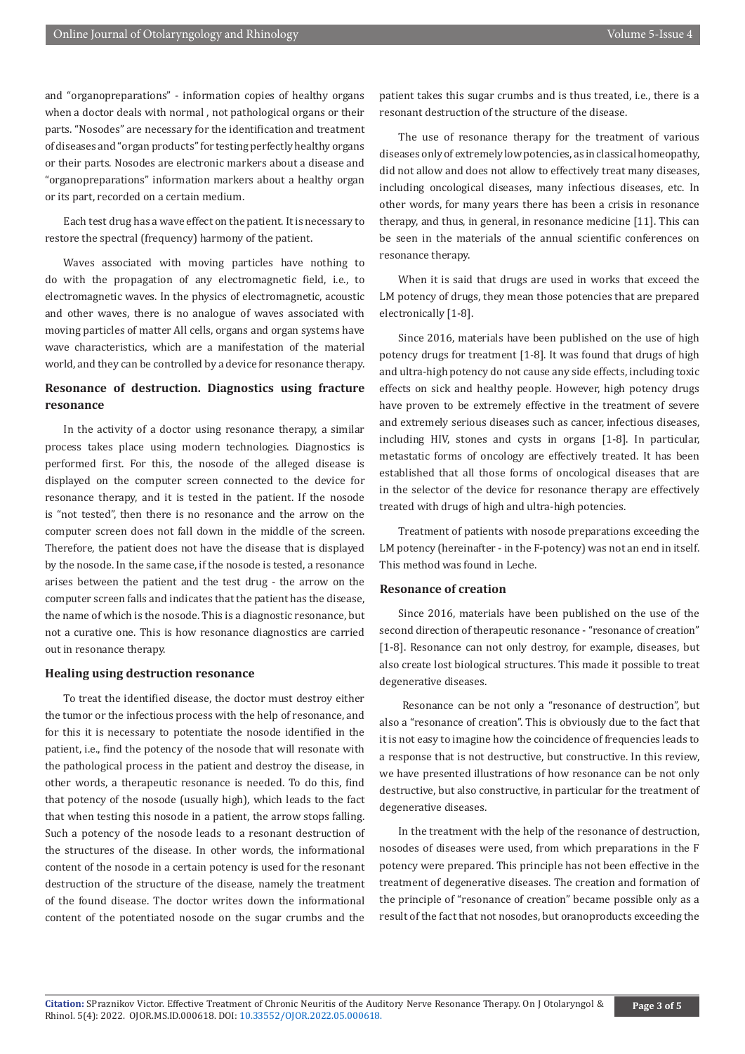and "organopreparations" - information copies of healthy organs when a doctor deals with normal , not pathological organs or their parts. "Nosodes" are necessary for the identification and treatment of diseases and "organ products" for testing perfectly healthy organs or their parts. Nosodes are electronic markers about a disease and "organopreparations" information markers about a healthy organ or its part, recorded on a certain medium.

Each test drug has a wave effect on the patient. It is necessary to restore the spectral (frequency) harmony of the patient.

Waves associated with moving particles have nothing to do with the propagation of any electromagnetic field, i.e., to electromagnetic waves. In the physics of electromagnetic, acoustic and other waves, there is no analogue of waves associated with moving particles of matter All cells, organs and organ systems have wave characteristics, which are a manifestation of the material world, and they can be controlled by a device for resonance therapy.

### Resonance of destruction. Diagnostics using fracture resonance

In the activity of a doctor using resonance therapy, a similar process takes place using modern technologies. Diagnostics is performed first. For this, the nosode of the alleged disease is displayed on the computer screen connected to the device for resonance therapy, and it is tested in the patient. If the nosode is "not tested", then there is no resonance and the arrow on the computer screen does not fall down in the middle of the screen. Therefore, the patient does not have the disease that is displayed by the nosode. In the same case, if the nosode is tested, a resonance arises between the patient and the test drug - the arrow on the computer screen falls and indicates that the patient has the disease, the name of which is the nosode. This is a diagnostic resonance, but not a curative one. This is how resonance diagnostics are carried out in resonance therapy.

### Healing using destruction resonance

To treat the identified disease, the doctor must destroy either the tumor or the infectious process with the help of resonance, and for this it is necessary to potentiate the nosode identified in the patient, i.e., find the potency of the nosode that will resonate with the pathological process in the patient and destroy the disease, in other words, a therapeutic resonance is needed. To do this, find that potency of the nosode (usually high), which leads to the fact that when testing this nosode in a patient, the arrow stops falling. Such a potency of the nosode leads to a resonant destruction of the structures of the disease. In other words, the informational content of the nosode in a certain potency is used for the resonant destruction of the structure of the disease, namely the treatment of the found disease. The doctor writes down the informational content of the potentiated nosode on the sugar crumbs and the patient takes this sugar crumbs and is thus treated, i.e., there is a resonant destruction of the structure of the disease.

The use of resonance therapy for the treatment of various diseases only of extremely low potencies, as in classical homeopathy, did not allow and does not allow to effectively treat many diseases, including oncological diseases, many infectious diseases, etc. In other words, for many years there has been a crisis in resonance therapy, and thus, in general, in resonance medicine [11]. This can be seen in the materials of the annual scientific conferences on resonance therapy.

When it is said that drugs are used in works that exceed the LM potency of drugs, they mean those potencies that are prepared electronically [1-8].

Since 2016, materials have been published on the use of high potency drugs for treatment [1-8]. It was found that drugs of high and ultra-high potency do not cause any side effects, including toxic effects on sick and healthy people. However, high potency drugs have proven to be extremely effective in the treatment of severe and extremely serious diseases such as cancer, infectious diseases, including HIV, stones and cysts in organs [1-8]. In particular, metastatic forms of oncology are effectively treated. It has been established that all those forms of oncological diseases that are in the selector of the device for resonance therapy are effectively treated with drugs of high and ultra-high potencies.

Treatment of patients with nosode preparations exceeding the LM potency (hereinafter - in the F-potency) was not an end in itself. This method was found in Leche.

### Resonance of creation

Since 2016, materials have been published on the use of the second direction of therapeutic resonance - "resonance of creation" [1-8]. Resonance can not only destroy, for example, diseases, but also create lost biological structures. This made it possible to treat degenerative diseases.

Resonance can be not only a "resonance of destruction", but also a "resonance of creation". This is obviously due to the fact that it is not easy to imagine how the coincidence of frequencies leads to a response that is not destructive, but constructive. In this review, we have presented illustrations of how resonance can be not only destructive, but also constructive, in particular for the treatment of degenerative diseases.

In the treatment with the help of the resonance of destruction, nosodes of diseases were used, from which preparations in the F potency were prepared. This principle has not been effective in the treatment of degenerative diseases. The creation and formation of the principle of "resonance of creation" became possible only as a result of the fact that not nosodes, but oranoproducts exceeding the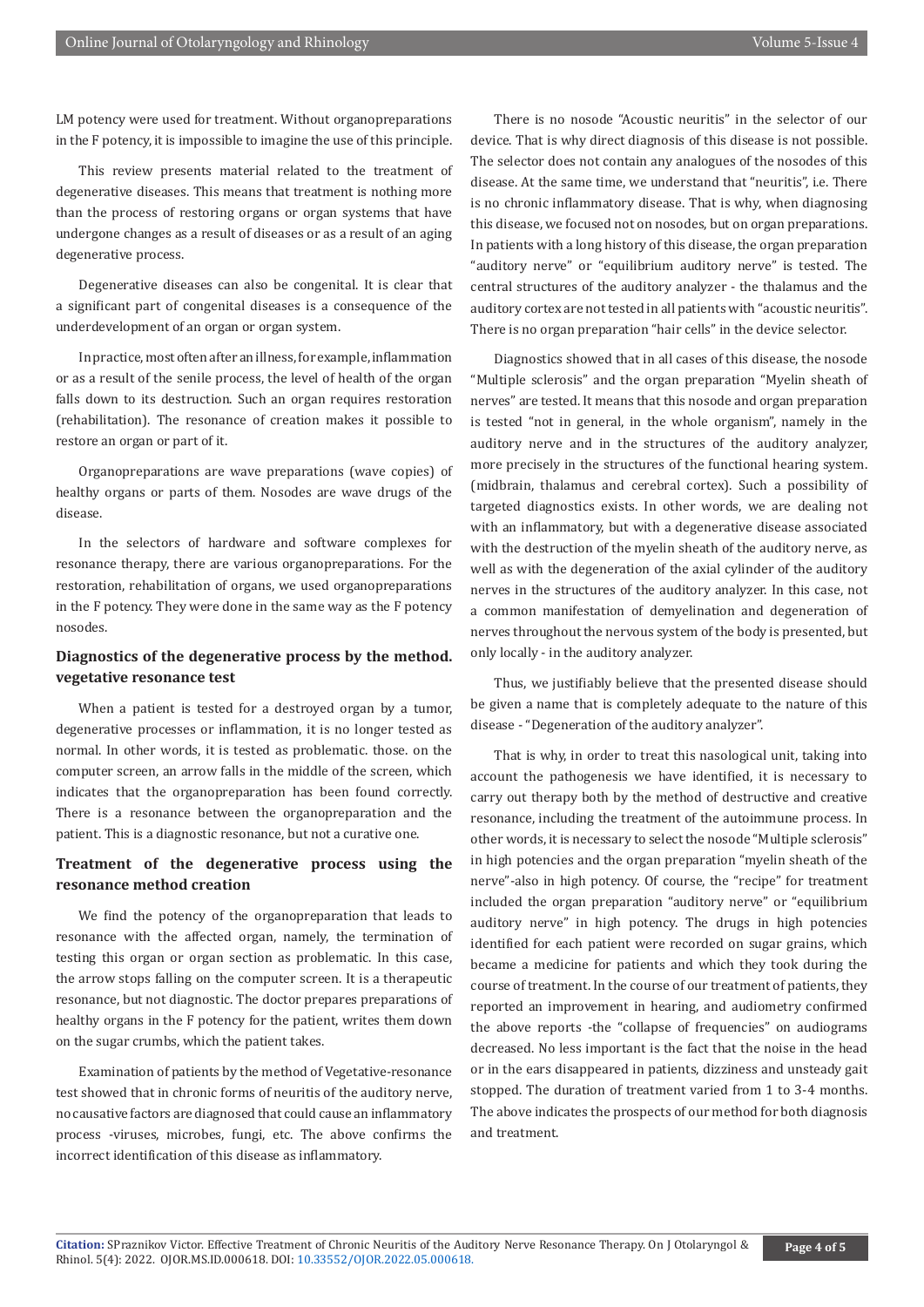LM potency were used for treatment. Without organopreparations in the F potency, it is impossible to imagine the use of this principle.

This review presents material related to the treatment of degenerative diseases. This means that treatment is nothing more than the process of restoring organs or organ systems that have undergone changes as a result of diseases or as a result of an aging degenerative process.

Degenerative diseases can also be congenital. It is clear that a significant part of congenital diseases is a consequence of the underdevelopment of an organ or organ system.

In practice, most often after an illness, for example, inflammation or as a result of the senile process, the level of health of the organ falls down to its destruction. Such an organ requires restoration (rehabilitation). The resonance of creation makes it possible to restore an organ or part of it.

Organopreparations are wave preparations (wave copies) of healthy organs or parts of them. Nosodes are wave drugs of the disease.

In the selectors of hardware and software complexes for resonance therapy, there are various organopreparations. For the restoration, rehabilitation of organs, we used organopreparations in the F potency. They were done in the same way as the F potency nosodes.

## Diagnostics of the degenerative process by the method. vegetative resonance test

When a patient is tested for a destroyed organ by a tumor, degenerative processes or inflammation, it is no longer tested as normal. In other words, it is tested as problematic. those. on the computer screen, an arrow falls in the middle of the screen, which indicates that the organopreparation has been found correctly. There is a resonance between the organopreparation and the patient. This is a diagnostic resonance, but not a curative one.

## Treatment of the degenerative process using the resonance method creation

We find the potency of the organopreparation that leads to resonance with the affected organ, namely, the termination of testing this organ or organ section as problematic. In this case, the arrow stops falling on the computer screen. It is a therapeutic resonance, but not diagnostic. The doctor prepares preparations of healthy organs in the F potency for the patient, writes them down on the sugar crumbs, which the patient takes.

Examination of patients by the method of Vegetative-resonance test showed that in chronic forms of neuritis of the auditory nerve, no causative factors are diagnosed that could cause an inflammatory process -viruses, microbes, fungi, etc. The above confirms the incorrect identification of this disease as inflammatory.

There is no nosode "Acoustic neuritis" in the selector of our device. That is why direct diagnosis of this disease is not possible. The selector does not contain any analogues of the nosodes of this disease. At the same time, we understand that "neuritis", i.e. There is no chronic inflammatory disease. That is why, when diagnosing this disease, we focused not on nosodes, but on organ preparations. In patients with a long history of this disease, the organ preparation "auditory nerve" or "equilibrium auditory nerve" is tested. The central structures of the auditory analyzer - the thalamus and the auditory cortex are not tested in all patients with "acoustic neuritis". There is no organ preparation "hair cells" in the device selector.

Diagnostics showed that in all cases of this disease, the nosode "Multiple sclerosis" and the organ preparation "Myelin sheath of nerves" are tested. It means that this nosode and organ preparation is tested "not in general, in the whole organism", namely in the auditory nerve and in the structures of the auditory analyzer, more precisely in the structures of the functional hearing system. (midbrain, thalamus and cerebral cortex). Such a possibility of targeted diagnostics exists. In other words, we are dealing not with an inflammatory, but with a degenerative disease associated with the destruction of the myelin sheath of the auditory nerve, as well as with the degeneration of the axial cylinder of the auditory nerves in the structures of the auditory analyzer. In this case, not a common manifestation of demyelination and degeneration of nerves throughout the nervous system of the body is presented, but only locally - in the auditory analyzer.

Thus, we justifiably believe that the presented disease should be given a name that is completely adequate to the nature of this disease - "Degeneration of the auditory analyzer".

That is why, in order to treat this nasological unit, taking into account the pathogenesis we have identified, it is necessary to carry out therapy both by the method of destructive and creative resonance, including the treatment of the autoimmune process. In other words, it is necessary to select the nosode "Multiple sclerosis" in high potencies and the organ preparation "myelin sheath of the nerve"-also in high potency. Of course, the "recipe" for treatment included the organ preparation "auditory nerve" or "equilibrium auditory nerve" in high potency. The drugs in high potencies identified for each patient were recorded on sugar grains, which became a medicine for patients and which they took during the course of treatment. In the course of our treatment of patients, they reported an improvement in hearing, and audiometry confirmed the above reports -the "collapse of frequencies" on audiograms decreased. No less important is the fact that the noise in the head or in the ears disappeared in patients, dizziness and unsteady gait stopped. The duration of treatment varied from 1 to 3-4 months. The above indicates the prospects of our method for both diagnosis and treatment.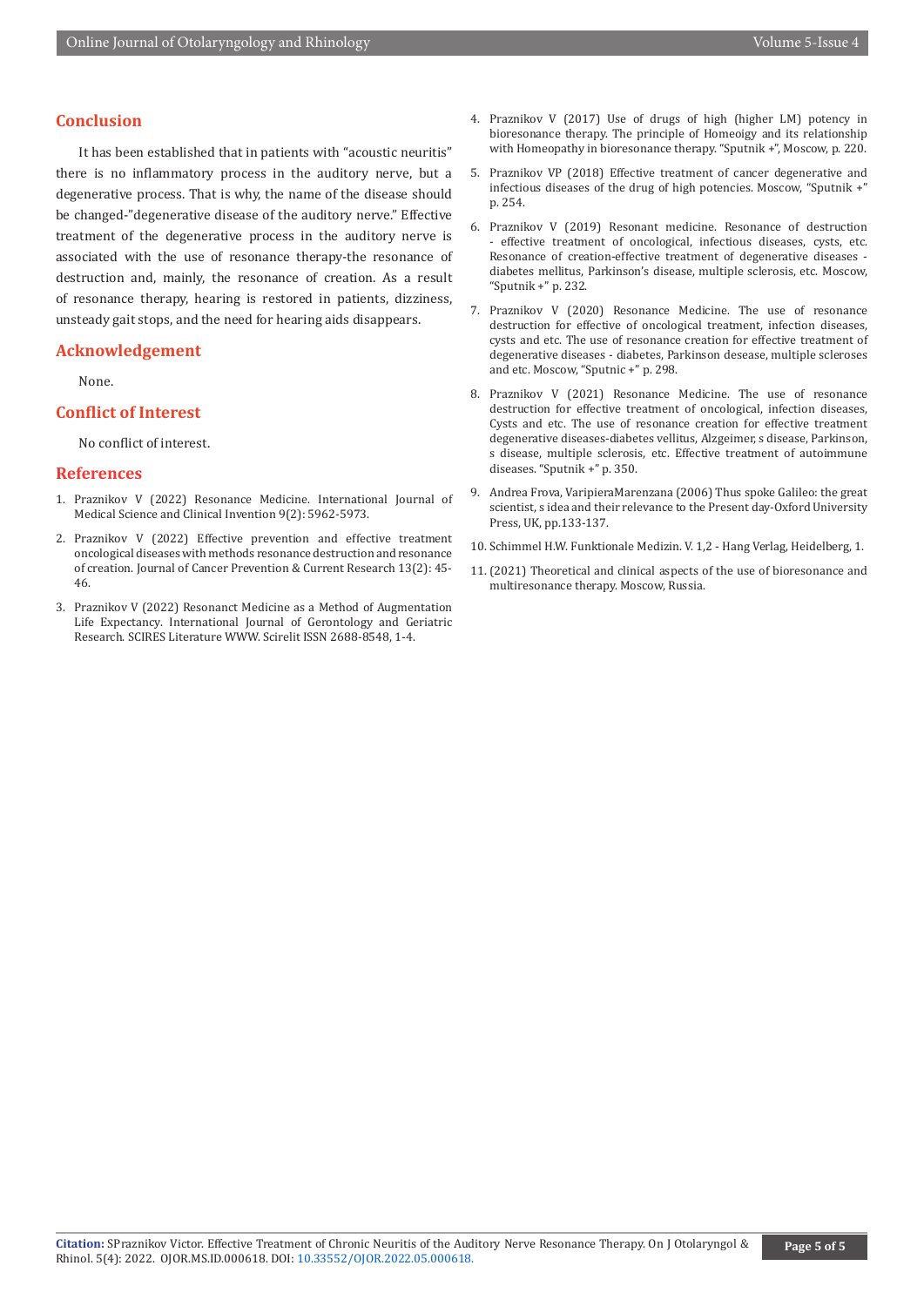## Conclusion

It has been established that in patients with "acoustic neuritis" there is no inflammatory process in the auditory nerve, but a degenerative process. That is why, the name of the disease should be changed-"degenerative disease of the auditory nerve." Effective treatment of the degenerative process in the auditory nerve is associated with the use of resonance therapy-the resonance of destruction and, mainly, the resonance of creation. As a result of resonance therapy, hearing is restored in patients, dizziness, unsteady gait stops, and the need for hearing aids disappears.

## Acknowledgement

None.

## Conflict of Interest

No conflict of interest.

## References

1. Praznikov V (2022) Resonance Medicine. International Journal of Medical Science and Clinical Invention 9(2): 5962-5973.
2. Praznikov V (2022) Effective prevention and effective treatment oncological diseases with methods resonance destruction and resonance of creation. Journal of Cancer Prevention & Current Research 13(2): 45-46.
3. Praznikov V (2022) Resonanct Medicine as a Method of Augmentation Life Expectancy. International Journal of Gerontology and Geriatric Research. SCIRES Literature WWW. Scirelit ISSN 2688-8548, 1-4.
4. Praznikov V (2017) Use of drugs of high (higher LM) potency in bioresonance therapy. The principle of Homeoigy and its relationship with Homeopathy in bioresonance therapy. "Sputnik +", Moscow, p. 220.
5. Praznikov VP (2018) Effective treatment of cancer degenerative and infectious diseases of the drug of high potencies. Moscow, "Sputnik +" p. 254.
6. Praznikov V (2019) Resonant medicine. Resonance of destruction - effective treatment of oncological, infectious diseases, cysts, etc. Resonance of creation-effective treatment of degenerative diseases - diabetes mellitus, Parkinson's disease, multiple sclerosis, etc. Moscow, "Sputnik +" p. 232.
7. Praznikov V (2020) Resonance Medicine. The use of resonance destruction for effective of oncological treatment, infection diseases, cysts and etc. The use of resonance creation for effective treatment of degenerative diseases - diabetes, Parkinson desease, multiple scleroses and etc. Moscow, "Sputnic +" p. 298.
8. Praznikov V (2021) Resonance Medicine. The use of resonance destruction for effective treatment of oncological, infection diseases, Cysts and etc. The use of resonance creation for effective treatment degenerative diseases-diabetes vellitus, Alzgeimer, s disease, Parkinson, s disease, multiple sclerosis, etc. Effective treatment of autoimmune diseases. "Sputnik +" p. 350.
9. Andrea Frova, VaripieraMarenzana (2006) Thus spoke Galileo: the great scientist, s idea and their relevance to the Present day-Oxford University Press, UK, pp.133-137.
10. Schimmel H.W. Funktionale Medizin. V. 1,2 - Hang Verlag, Heidelberg, 1.
11. (2021) Theoretical and clinical aspects of the use of bioresonance and multiresonance therapy. Moscow, Russia.